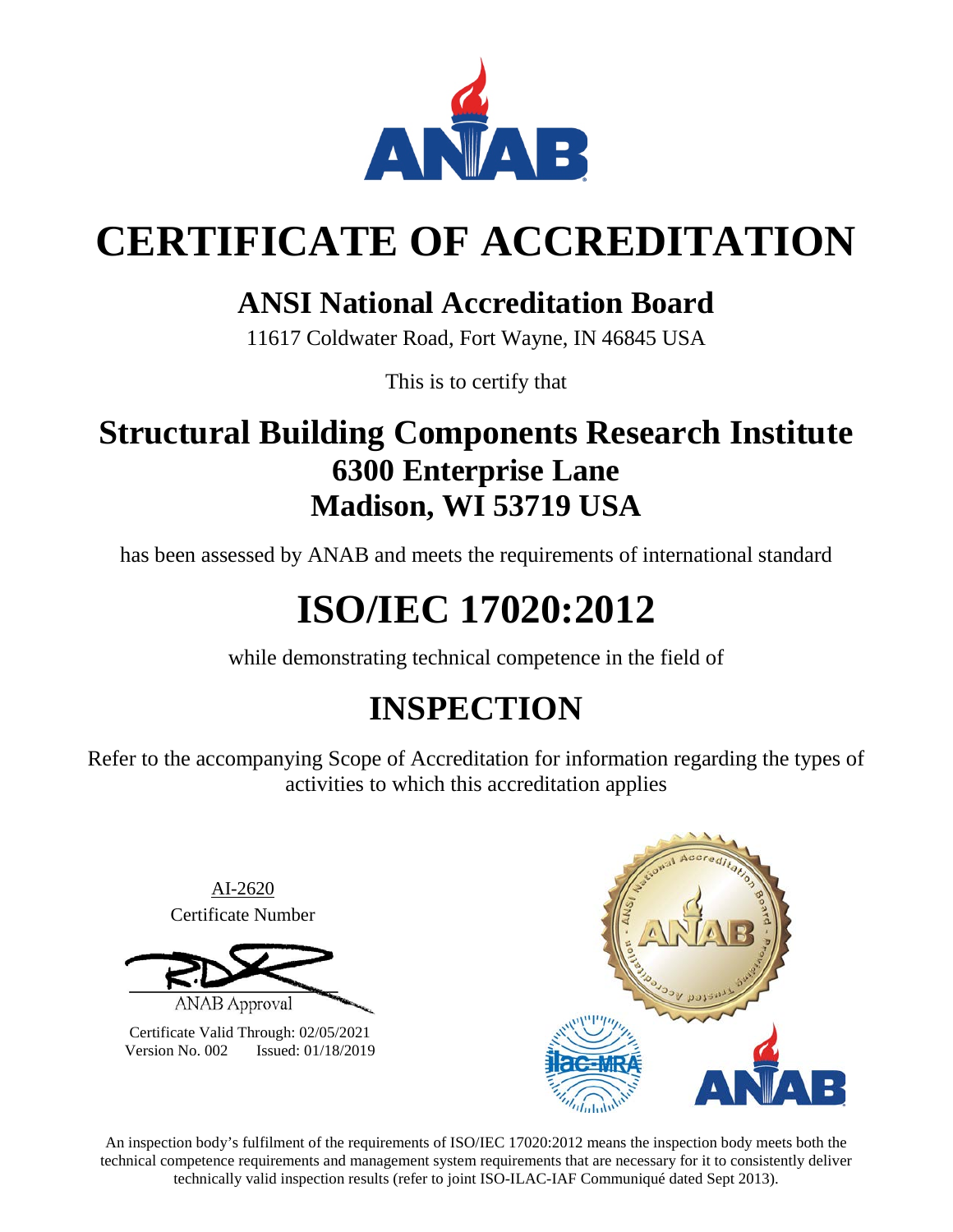# CERTIFICATE OF ACCREDITATION

## ANSI National Accreditation Board

11617 Coldwater Road, Fort Wayne, IN 46845 USA

This is to certify that

## Structural Building Components Research Institute

### 6300 Enterprise Lane

### Madison, WI 53719 USA

has been assessed by ANAB and meets the requirements of international standard

# ISO/IEC 17020:2012

while demonstrating technical competence in the field of

## INSPECTION

Refer to the accompanying Scope of Accreditation for information regarding the types of activities to which this accreditation applies

AI-2620
Certificate Number

ANAB Approval

Certificate Valid Through: 02/05/2021
Version No. 002 Issued: 01/18/2019

An inspection body's fulfilment of the requirements of ISO/IEC 17020:2012 means the inspection body meets both the technical competence requirements and management system requirements that are necessary for it to consistently deliver technically valid inspection results (refer to joint ISO-ILAC-IAF Communiqué dated Sept 2013).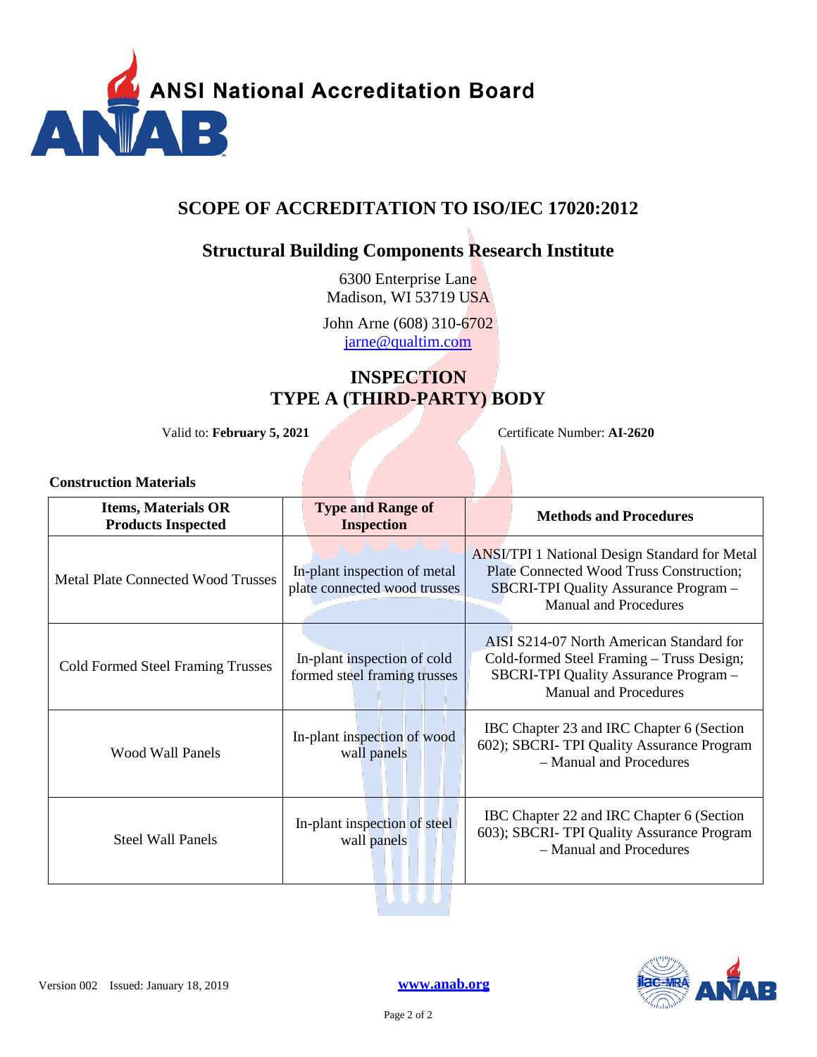ANSI National Accreditation Board

# SCOPE OF ACCREDITATION TO ISO/IEC 17020:2012

## Structural Building Components Research Institute

6300 Enterprise Lane
Madison, WI 53719 USA

John Arne (608) 310-6702
jarne@qualtim.com

## INSPECTION
## TYPE A (THIRD-PARTY) BODY

Valid to: **February 5, 2021** Certificate Number: **AI-2620**

**Construction Materials**

| Items, Materials OR Products Inspected | Type and Range of Inspection | Methods and Procedures |
|---|---|---|
| Metal Plate Connected Wood Trusses | In-plant inspection of metal plate connected wood trusses | ANSI/TPI 1 National Design Standard for Metal Plate Connected Wood Truss Construction; SBCRI-TPI Quality Assurance Program – Manual and Procedures |
| Cold Formed Steel Framing Trusses | In-plant inspection of cold formed steel framing trusses | AISI S214-07 North American Standard for Cold-formed Steel Framing – Truss Design; SBCRI-TPI Quality Assurance Program – Manual and Procedures |
| Wood Wall Panels | In-plant inspection of wood wall panels | IBC Chapter 23 and IRC Chapter 6 (Section 602); SBCRI- TPI Quality Assurance Program – Manual and Procedures |
| Steel Wall Panels | In-plant inspection of steel wall panels | IBC Chapter 22 and IRC Chapter 6 (Section 603); SBCRI- TPI Quality Assurance Program – Manual and Procedures |

Version 002 Issued: January 18, 2019 www.anab.org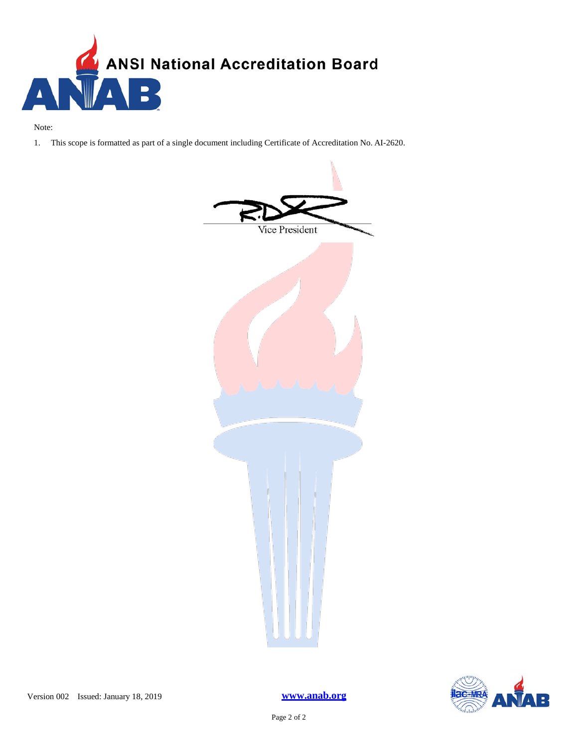# ANSI National Accreditation Board

Note:

1. This scope is formatted as part of a single document including Certificate of Accreditation No. AI-2620.

Vice President

Version 002 Issued: January 18, 2019

www.anab.org